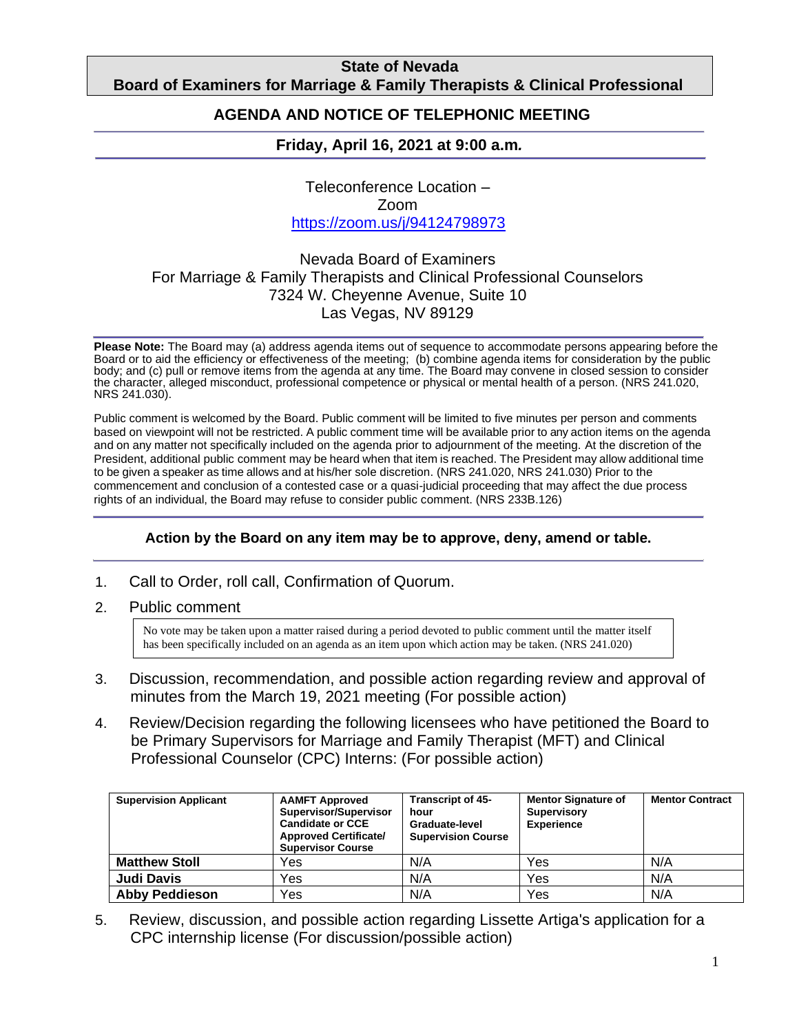# State of Nevada
## Board of Examiners for Marriage & Family Therapists & Clinical Professional

## AGENDA AND NOTICE OF TELEPHONIC MEETING

### Friday, April 16, 2021 at 9:00 a.m.

Teleconference Location –
Zoom
https://zoom.us/j/94124798973

Nevada Board of Examiners
For Marriage & Family Therapists and Clinical Professional Counselors
7324 W. Cheyenne Avenue, Suite 10
Las Vegas, NV 89129

**Please Note:** The Board may (a) address agenda items out of sequence to accommodate persons appearing before the Board or to aid the efficiency or effectiveness of the meeting; (b) combine agenda items for consideration by the public body; and (c) pull or remove items from the agenda at any time. The Board may convene in closed session to consider the character, alleged misconduct, professional competence or physical or mental health of a person. (NRS 241.020, NRS 241.030).

Public comment is welcomed by the Board. Public comment will be limited to five minutes per person and comments based on viewpoint will not be restricted. A public comment time will be available prior to any action items on the agenda and on any matter not specifically included on the agenda prior to adjournment of the meeting. At the discretion of the President, additional public comment may be heard when that item is reached. The President may allow additional time to be given a speaker as time allows and at his/her sole discretion. (NRS 241.020, NRS 241.030) Prior to the commencement and conclusion of a contested case or a quasi-judicial proceeding that may affect the due process rights of an individual, the Board may refuse to consider public comment. (NRS 233B.126)

**Action by the Board on any item may be to approve, deny, amend or table.**

1. Call to Order, roll call, Confirmation of Quorum.

2. Public comment

   No vote may be taken upon a matter raised during a period devoted to public comment until the matter itself has been specifically included on an agenda as an item upon which action may be taken. (NRS 241.020)

3. Discussion, recommendation, and possible action regarding review and approval of minutes from the March 19, 2021 meeting (For possible action)

4. Review/Decision regarding the following licensees who have petitioned the Board to be Primary Supervisors for Marriage and Family Therapist (MFT) and Clinical Professional Counselor (CPC) Interns: (For possible action)

| Supervision Applicant | AAMFT Approved Supervisor/Supervisor Candidate or CCE Approved Certificate/ Supervisor Course | Transcript of 45-hour Graduate-level Supervision Course | Mentor Signature of Supervisory Experience | Mentor Contract |
|---|---|---|---|---|
| **Matthew Stoll** | Yes | N/A | Yes | N/A |
| **Judi Davis** | Yes | N/A | Yes | N/A |
| **Abby Peddieson** | Yes | N/A | Yes | N/A |

5. Review, discussion, and possible action regarding Lissette Artiga's application for a CPC internship license (For discussion/possible action)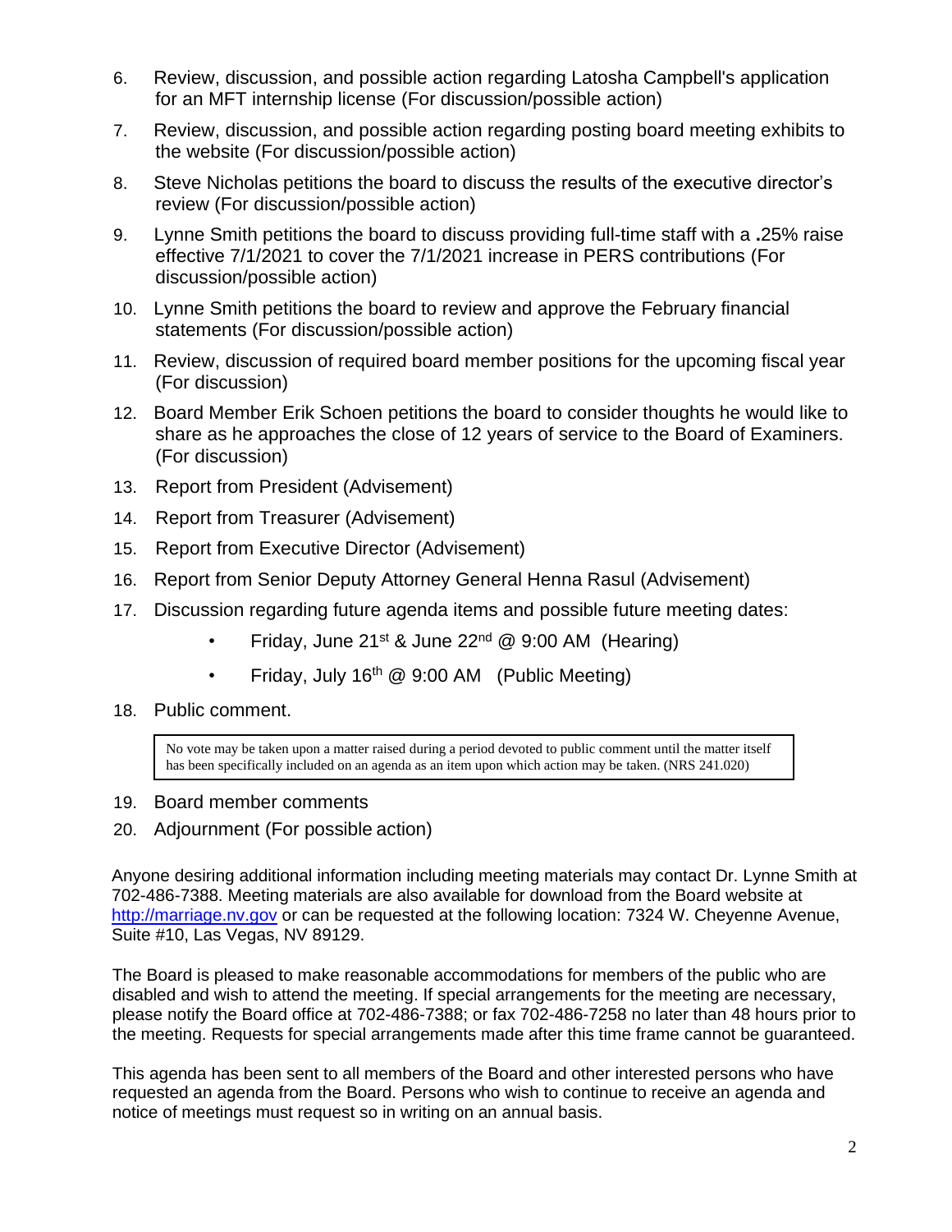6. Review, discussion, and possible action regarding Latosha Campbell's application for an MFT internship license (For discussion/possible action)

7. Review, discussion, and possible action regarding posting board meeting exhibits to the website (For discussion/possible action)

8. Steve Nicholas petitions the board to discuss the results of the executive director's review (For discussion/possible action)

9. Lynne Smith petitions the board to discuss providing full-time staff with a .25% raise effective 7/1/2021 to cover the 7/1/2021 increase in PERS contributions (For discussion/possible action)

10. Lynne Smith petitions the board to review and approve the February financial statements (For discussion/possible action)

11. Review, discussion of required board member positions for the upcoming fiscal year (For discussion)

12. Board Member Erik Schoen petitions the board to consider thoughts he would like to share as he approaches the close of 12 years of service to the Board of Examiners. (For discussion)

13. Report from President (Advisement)

14. Report from Treasurer (Advisement)

15. Report from Executive Director (Advisement)

16. Report from Senior Deputy Attorney General Henna Rasul (Advisement)

17. Discussion regarding future agenda items and possible future meeting dates:
    - Friday, June 21st & June 22nd @ 9:00 AM (Hearing)
    - Friday, July 16th @ 9:00 AM (Public Meeting)

18. Public comment.

    > No vote may be taken upon a matter raised during a period devoted to public comment until the matter itself has been specifically included on an agenda as an item upon which action may be taken. (NRS 241.020)

19. Board member comments

20. Adjournment (For possible action)

Anyone desiring additional information including meeting materials may contact Dr. Lynne Smith at 702-486-7388. Meeting materials are also available for download from the Board website at http://marriage.nv.gov or can be requested at the following location: 7324 W. Cheyenne Avenue, Suite #10, Las Vegas, NV 89129.

The Board is pleased to make reasonable accommodations for members of the public who are disabled and wish to attend the meeting. If special arrangements for the meeting are necessary, please notify the Board office at 702-486-7388; or fax 702-486-7258 no later than 48 hours prior to the meeting. Requests for special arrangements made after this time frame cannot be guaranteed.

This agenda has been sent to all members of the Board and other interested persons who have requested an agenda from the Board. Persons who wish to continue to receive an agenda and notice of meetings must request so in writing on an annual basis.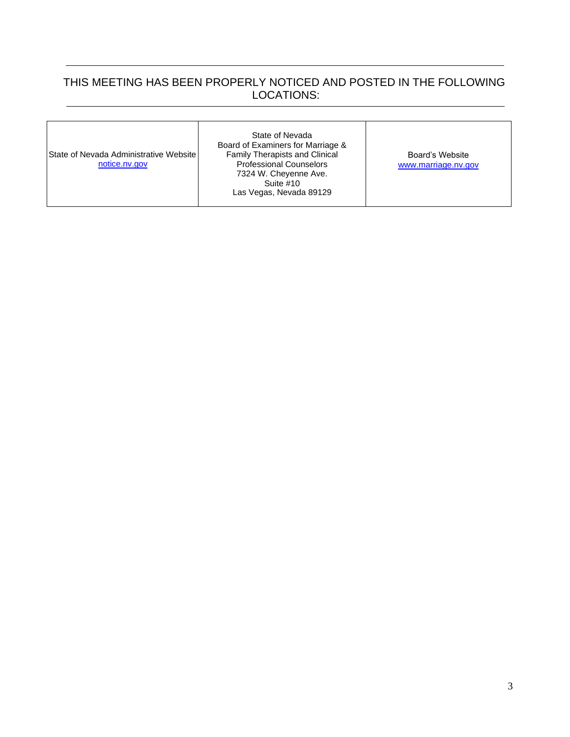THIS MEETING HAS BEEN PROPERLY NOTICED AND POSTED IN THE FOLLOWING LOCATIONS:

| | | |
|---|---|---|
| State of Nevada Administrative Website<br>notice.nv.gov | State of Nevada<br>Board of Examiners for Marriage & Family Therapists and Clinical Professional Counselors<br>7324 W. Cheyenne Ave.<br>Suite #10<br>Las Vegas, Nevada 89129 | Board's Website<br>www.marriage.nv.gov |